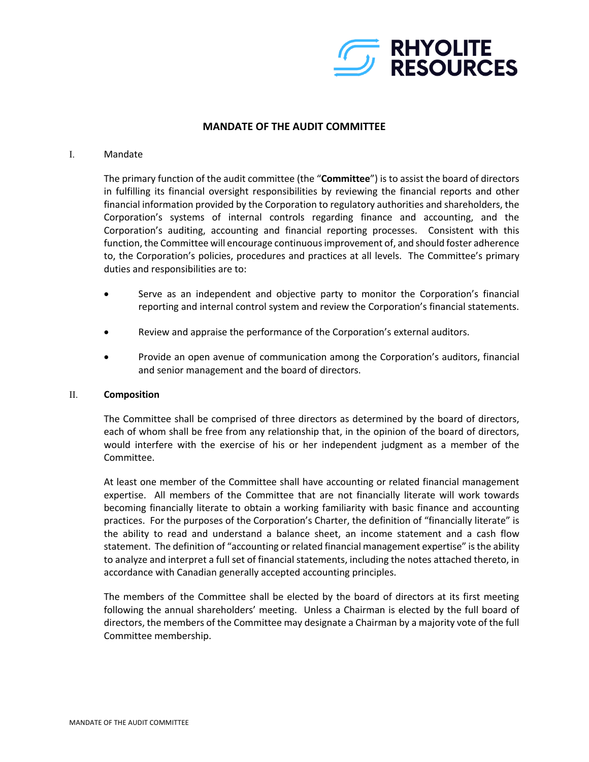RHYOLITE RESOURCES

# MANDATE OF THE AUDIT COMMITTEE

## I. Mandate

The primary function of the audit committee (the "**Committee**") is to assist the board of directors in fulfilling its financial oversight responsibilities by reviewing the financial reports and other financial information provided by the Corporation to regulatory authorities and shareholders, the Corporation's systems of internal controls regarding finance and accounting, and the Corporation's auditing, accounting and financial reporting processes. Consistent with this function, the Committee will encourage continuous improvement of, and should foster adherence to, the Corporation's policies, procedures and practices at all levels. The Committee's primary duties and responsibilities are to:

- Serve as an independent and objective party to monitor the Corporation's financial reporting and internal control system and review the Corporation's financial statements.
- Review and appraise the performance of the Corporation's external auditors.
- Provide an open avenue of communication among the Corporation's auditors, financial and senior management and the board of directors.

## II. **Composition**

The Committee shall be comprised of three directors as determined by the board of directors, each of whom shall be free from any relationship that, in the opinion of the board of directors, would interfere with the exercise of his or her independent judgment as a member of the Committee.

At least one member of the Committee shall have accounting or related financial management expertise. All members of the Committee that are not financially literate will work towards becoming financially literate to obtain a working familiarity with basic finance and accounting practices. For the purposes of the Corporation's Charter, the definition of "financially literate" is the ability to read and understand a balance sheet, an income statement and a cash flow statement. The definition of "accounting or related financial management expertise" is the ability to analyze and interpret a full set of financial statements, including the notes attached thereto, in accordance with Canadian generally accepted accounting principles.

The members of the Committee shall be elected by the board of directors at its first meeting following the annual shareholders' meeting. Unless a Chairman is elected by the full board of directors, the members of the Committee may designate a Chairman by a majority vote of the full Committee membership.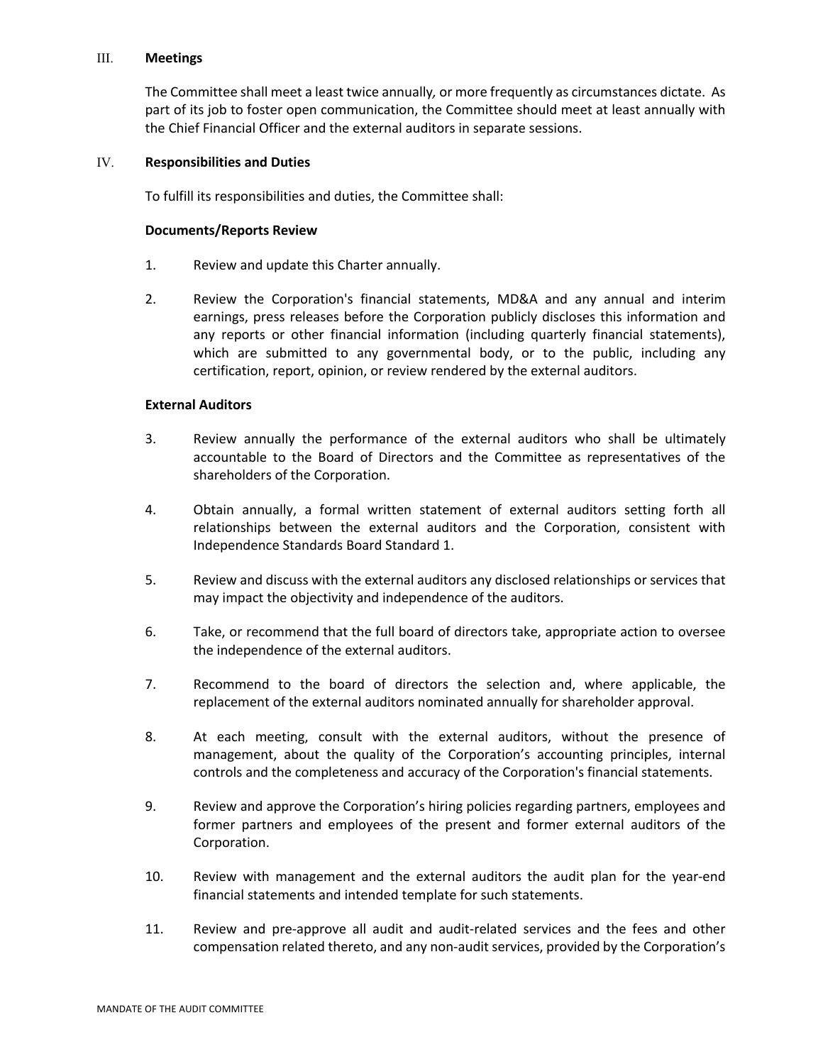## III. Meetings

The Committee shall meet a least twice annually, or more frequently as circumstances dictate. As part of its job to foster open communication, the Committee should meet at least annually with the Chief Financial Officer and the external auditors in separate sessions.

## IV. Responsibilities and Duties

To fulfill its responsibilities and duties, the Committee shall:

**Documents/Reports Review**

1. Review and update this Charter annually.

2. Review the Corporation's financial statements, MD&A and any annual and interim earnings, press releases before the Corporation publicly discloses this information and any reports or other financial information (including quarterly financial statements), which are submitted to any governmental body, or to the public, including any certification, report, opinion, or review rendered by the external auditors.

**External Auditors**

3. Review annually the performance of the external auditors who shall be ultimately accountable to the Board of Directors and the Committee as representatives of the shareholders of the Corporation.

4. Obtain annually, a formal written statement of external auditors setting forth all relationships between the external auditors and the Corporation, consistent with Independence Standards Board Standard 1.

5. Review and discuss with the external auditors any disclosed relationships or services that may impact the objectivity and independence of the auditors.

6. Take, or recommend that the full board of directors take, appropriate action to oversee the independence of the external auditors.

7. Recommend to the board of directors the selection and, where applicable, the replacement of the external auditors nominated annually for shareholder approval.

8. At each meeting, consult with the external auditors, without the presence of management, about the quality of the Corporation's accounting principles, internal controls and the completeness and accuracy of the Corporation's financial statements.

9. Review and approve the Corporation's hiring policies regarding partners, employees and former partners and employees of the present and former external auditors of the Corporation.

10. Review with management and the external auditors the audit plan for the year-end financial statements and intended template for such statements.

11. Review and pre-approve all audit and audit-related services and the fees and other compensation related thereto, and any non-audit services, provided by the Corporation's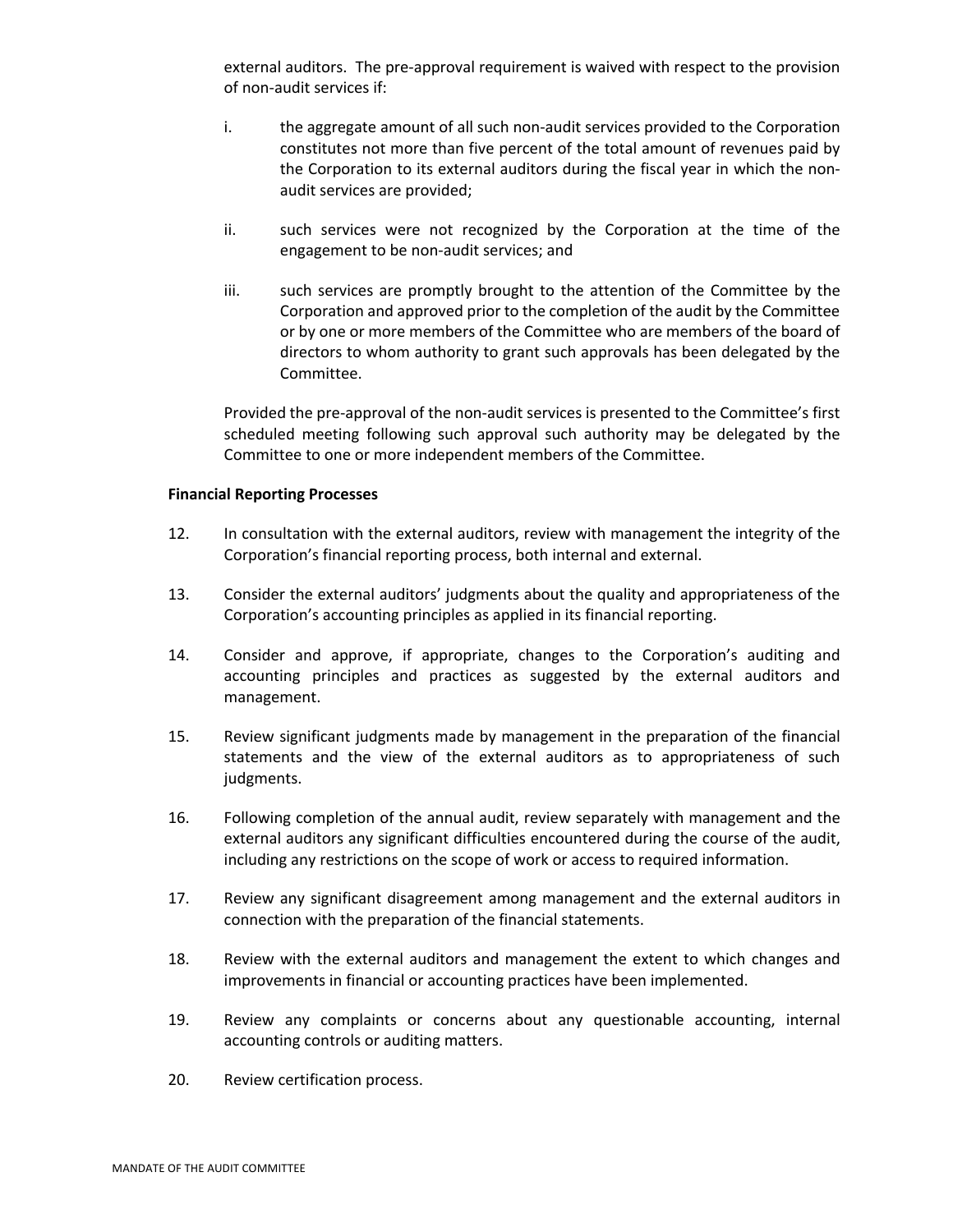external auditors. The pre-approval requirement is waived with respect to the provision of non-audit services if:

i. the aggregate amount of all such non-audit services provided to the Corporation constitutes not more than five percent of the total amount of revenues paid by the Corporation to its external auditors during the fiscal year in which the non-audit services are provided;

ii. such services were not recognized by the Corporation at the time of the engagement to be non-audit services; and

iii. such services are promptly brought to the attention of the Committee by the Corporation and approved prior to the completion of the audit by the Committee or by one or more members of the Committee who are members of the board of directors to whom authority to grant such approvals has been delegated by the Committee.

Provided the pre-approval of the non-audit services is presented to the Committee's first scheduled meeting following such approval such authority may be delegated by the Committee to one or more independent members of the Committee.

**Financial Reporting Processes**

12. In consultation with the external auditors, review with management the integrity of the Corporation's financial reporting process, both internal and external.

13. Consider the external auditors' judgments about the quality and appropriateness of the Corporation's accounting principles as applied in its financial reporting.

14. Consider and approve, if appropriate, changes to the Corporation's auditing and accounting principles and practices as suggested by the external auditors and management.

15. Review significant judgments made by management in the preparation of the financial statements and the view of the external auditors as to appropriateness of such judgments.

16. Following completion of the annual audit, review separately with management and the external auditors any significant difficulties encountered during the course of the audit, including any restrictions on the scope of work or access to required information.

17. Review any significant disagreement among management and the external auditors in connection with the preparation of the financial statements.

18. Review with the external auditors and management the extent to which changes and improvements in financial or accounting practices have been implemented.

19. Review any complaints or concerns about any questionable accounting, internal accounting controls or auditing matters.

20. Review certification process.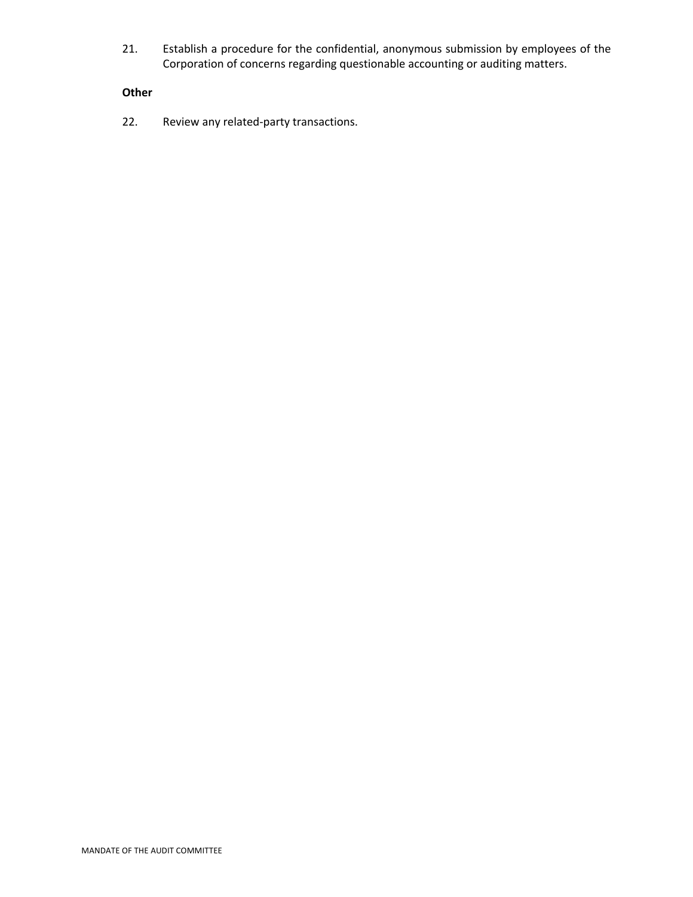21. Establish a procedure for the confidential, anonymous submission by employees of the Corporation of concerns regarding questionable accounting or auditing matters.

**Other**

22. Review any related-party transactions.